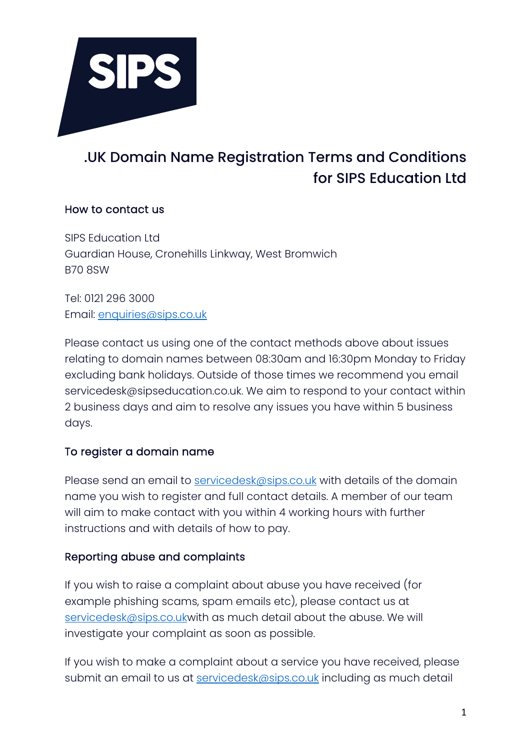# .UK Domain Name Registration Terms and Conditions for SIPS Education Ltd

## How to contact us

SIPS Education Ltd
Guardian House, Cronehills Linkway, West Bromwich
B70 8SW

Tel: 0121 296 3000
Email: enquiries@sips.co.uk

Please contact us using one of the contact methods above about issues relating to domain names between 08:30am and 16:30pm Monday to Friday excluding bank holidays. Outside of those times we recommend you email servicedesk@sipseducation.co.uk. We aim to respond to your contact within 2 business days and aim to resolve any issues you have within 5 business days.

## To register a domain name

Please send an email to servicedesk@sips.co.uk with details of the domain name you wish to register and full contact details. A member of our team will aim to make contact with you within 4 working hours with further instructions and with details of how to pay.

## Reporting abuse and complaints

If you wish to raise a complaint about abuse you have received (for example phishing scams, spam emails etc), please contact us at servicedesk@sips.co.ukwith as much detail about the abuse. We will investigate your complaint as soon as possible.

If you wish to make a complaint about a service you have received, please submit an email to us at servicedesk@sips.co.uk including as much detail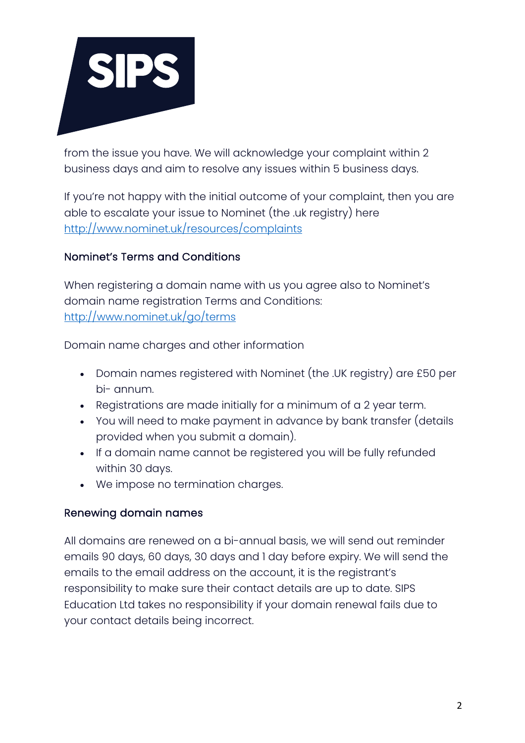from the issue you have. We will acknowledge your complaint within 2 business days and aim to resolve any issues within 5 business days.

If you're not happy with the initial outcome of your complaint, then you are able to escalate your issue to Nominet (the .uk registry) here [http://www.nominet.uk/resources/complaints](http://www.nominet.uk/resources/complaints)

### Nominet's Terms and Conditions

When registering a domain name with us you agree also to Nominet's domain name registration Terms and Conditions: [http://www.nominet.uk/go/terms](http://www.nominet.uk/go/terms)

Domain name charges and other information

- Domain names registered with Nominet (the .UK registry) are £50 per bi- annum.
- Registrations are made initially for a minimum of a 2 year term.
- You will need to make payment in advance by bank transfer (details provided when you submit a domain).
- If a domain name cannot be registered you will be fully refunded within 30 days.
- We impose no termination charges.

### Renewing domain names

All domains are renewed on a bi-annual basis, we will send out reminder emails 90 days, 60 days, 30 days and 1 day before expiry. We will send the emails to the email address on the account, it is the registrant's responsibility to make sure their contact details are up to date. SIPS Education Ltd takes no responsibility if your domain renewal fails due to your contact details being incorrect.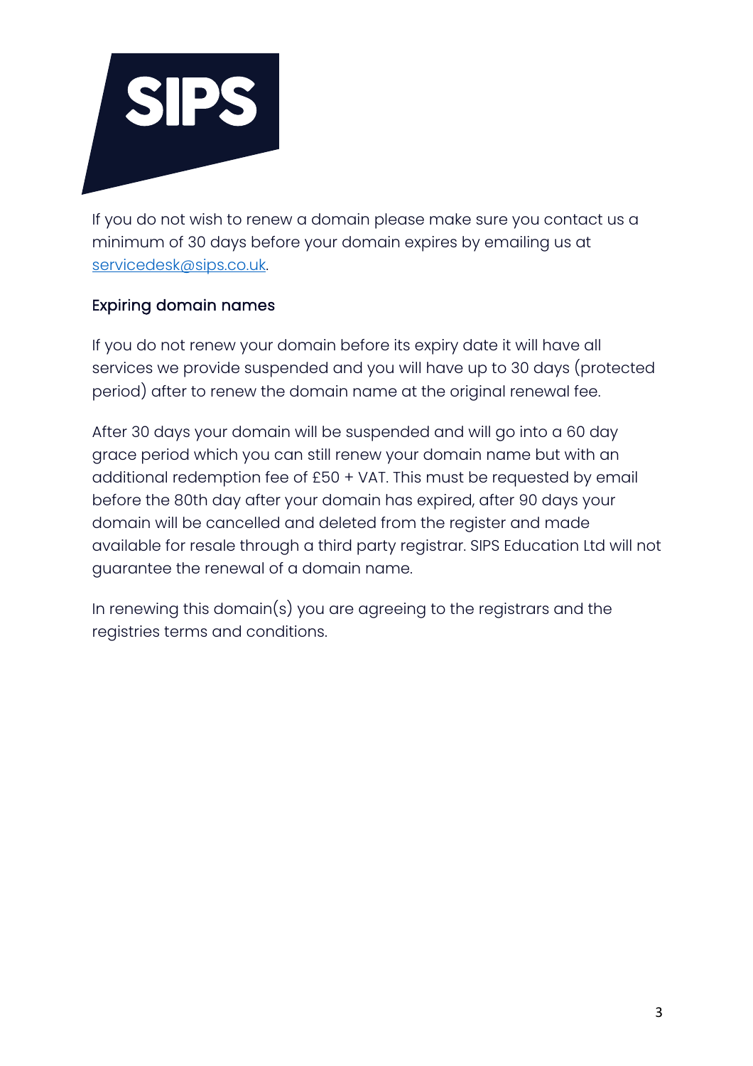If you do not wish to renew a domain please make sure you contact us a minimum of 30 days before your domain expires by emailing us at servicedesk@sips.co.uk.

## Expiring domain names

If you do not renew your domain before its expiry date it will have all services we provide suspended and you will have up to 30 days (protected period) after to renew the domain name at the original renewal fee.

After 30 days your domain will be suspended and will go into a 60 day grace period which you can still renew your domain name but with an additional redemption fee of £50 + VAT. This must be requested by email before the 80th day after your domain has expired, after 90 days your domain will be cancelled and deleted from the register and made available for resale through a third party registrar. SIPS Education Ltd will not guarantee the renewal of a domain name.

In renewing this domain(s) you are agreeing to the registrars and the registries terms and conditions.